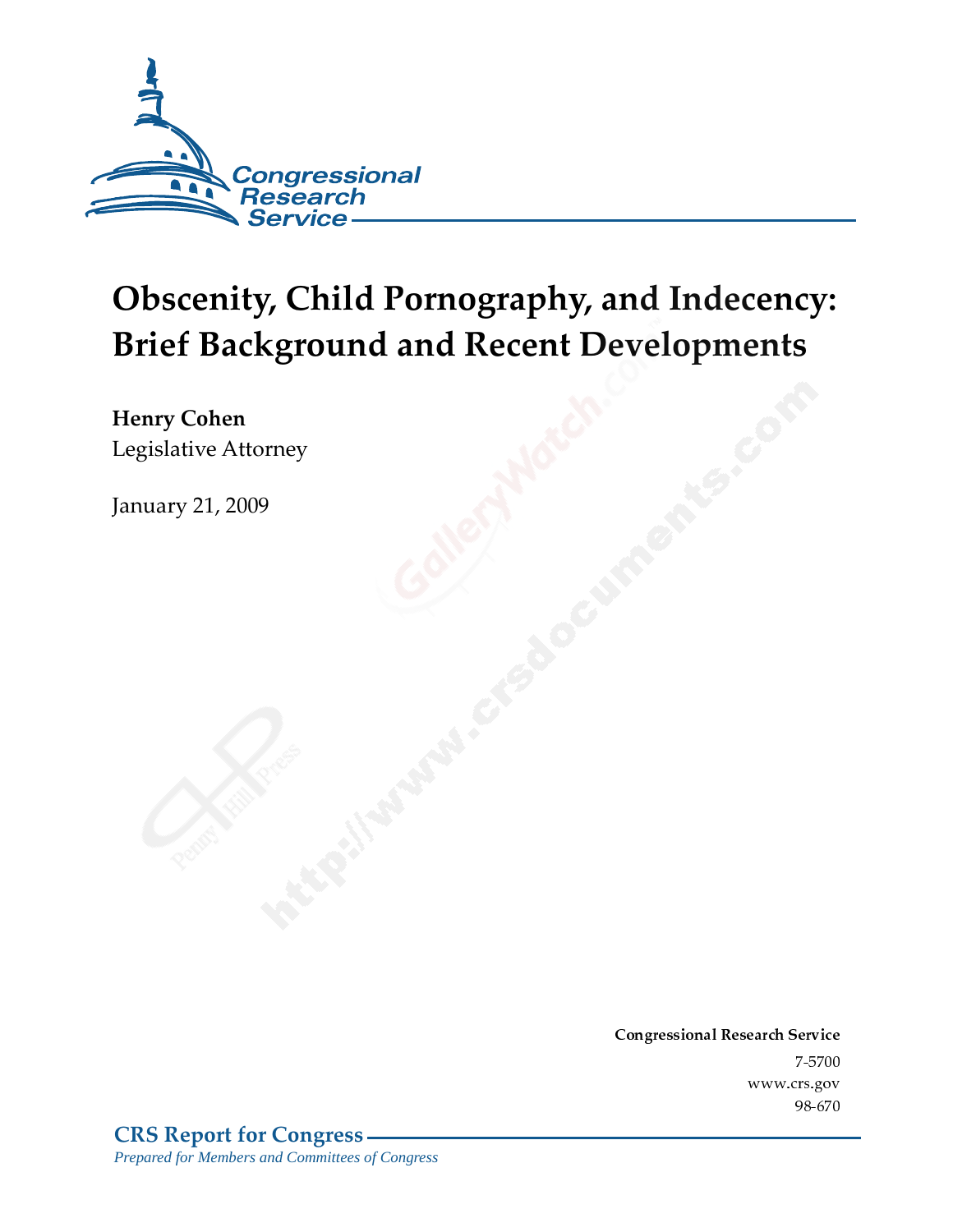# Obscenity, Child Pornography, and Indecency: Brief Background and Recent Developments

**Henry Cohen**
Legislative Attorney

January 21, 2009

**Congressional Research Service**
7-5700
www.crs.gov
98-670

**CRS Report for Congress**
*Prepared for Members and Committees of Congress*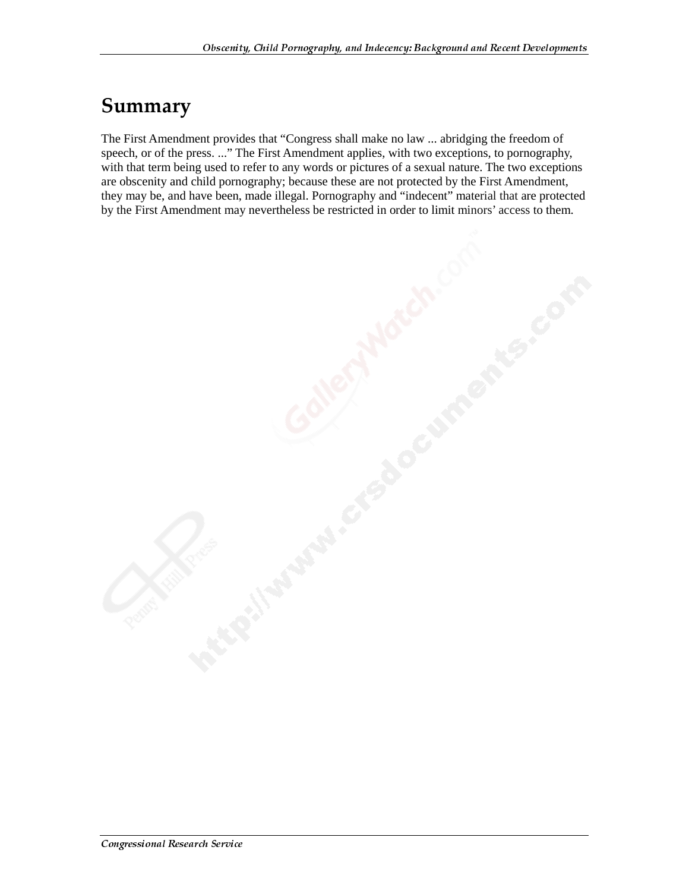## Summary

The First Amendment provides that "Congress shall make no law ... abridging the freedom of speech, or of the press. ..." The First Amendment applies, with two exceptions, to pornography, with that term being used to refer to any words or pictures of a sexual nature. The two exceptions are obscenity and child pornography; because these are not protected by the First Amendment, they may be, and have been, made illegal. Pornography and "indecent" material that are protected by the First Amendment may nevertheless be restricted in order to limit minors' access to them.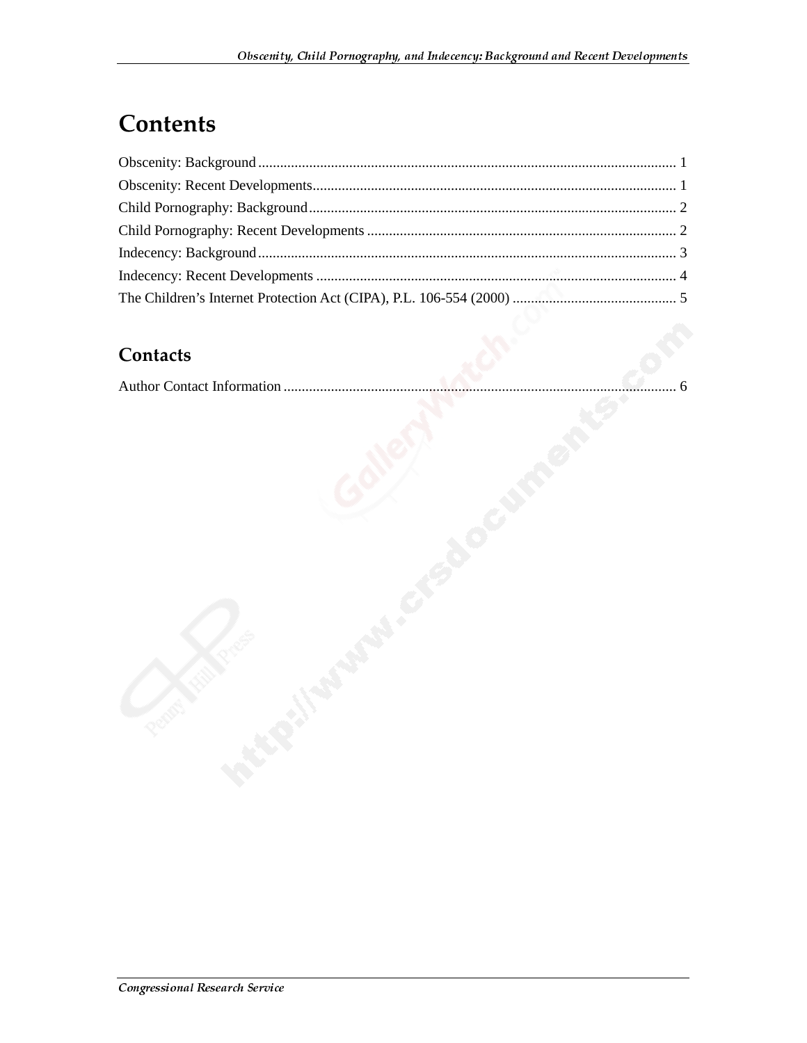# Contents

Obscenity: Background .................................................................................................................. 1
Obscenity: Recent Developments................................................................................................... 1
Child Pornography: Background .................................................................................................... 2
Child Pornography: Recent Developments .................................................................................... 2
Indecency: Background .................................................................................................................. 3
Indecency: Recent Developments .................................................................................................. 4
The Children's Internet Protection Act (CIPA), P.L. 106-554 (2000) ............................................ 5

## Contacts

Author Contact Information ........................................................................................................... 6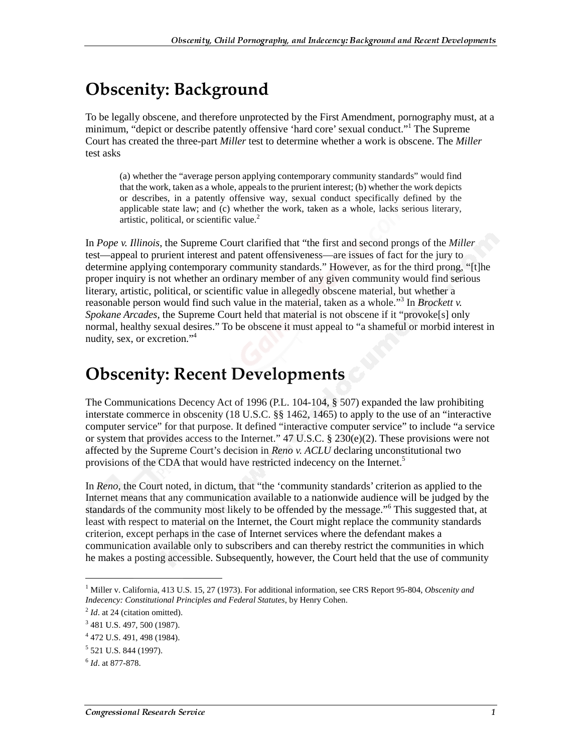# Obscenity: Background

To be legally obscene, and therefore unprotected by the First Amendment, pornography must, at a minimum, "depict or describe patently offensive 'hard core' sexual conduct."[1] The Supreme Court has created the three-part *Miller* test to determine whether a work is obscene. The *Miller* test asks

> (a) whether the "average person applying contemporary community standards" would find that the work, taken as a whole, appeals to the prurient interest; (b) whether the work depicts or describes, in a patently offensive way, sexual conduct specifically defined by the applicable state law; and (c) whether the work, taken as a whole, lacks serious literary, artistic, political, or scientific value.[2]

In *Pope v. Illinois*, the Supreme Court clarified that "the first and second prongs of the *Miller* test—appeal to prurient interest and patent offensiveness—are issues of fact for the jury to determine applying contemporary community standards." However, as for the third prong, "[t]he proper inquiry is not whether an ordinary member of any given community would find serious literary, artistic, political, or scientific value in allegedly obscene material, but whether a reasonable person would find such value in the material, taken as a whole."[3] In *Brockett v. Spokane Arcades*, the Supreme Court held that material is not obscene if it "provoke[s] only normal, healthy sexual desires." To be obscene it must appeal to "a shameful or morbid interest in nudity, sex, or excretion."[4]

# Obscenity: Recent Developments

The Communications Decency Act of 1996 (P.L. 104-104, § 507) expanded the law prohibiting interstate commerce in obscenity (18 U.S.C. §§ 1462, 1465) to apply to the use of an "interactive computer service" for that purpose. It defined "interactive computer service" to include "a service or system that provides access to the Internet." 47 U.S.C. § 230(e)(2). These provisions were not affected by the Supreme Court's decision in *Reno v. ACLU* declaring unconstitutional two provisions of the CDA that would have restricted indecency on the Internet.[5]

In *Reno*, the Court noted, in dictum, that "the 'community standards' criterion as applied to the Internet means that any communication available to a nationwide audience will be judged by the standards of the community most likely to be offended by the message."[6] This suggested that, at least with respect to material on the Internet, the Court might replace the community standards criterion, except perhaps in the case of Internet services where the defendant makes a communication available only to subscribers and can thereby restrict the communities in which he makes a posting accessible. Subsequently, however, the Court held that the use of community

---

[1] Miller v. California, 413 U.S. 15, 27 (1973). For additional information, see CRS Report 95-804, *Obscenity and Indecency: Constitutional Principles and Federal Statutes*, by Henry Cohen.

[2] *Id*. at 24 (citation omitted).

[3] 481 U.S. 497, 500 (1987).

[4] 472 U.S. 491, 498 (1984).

[5] 521 U.S. 844 (1997).

[6] *Id*. at 877-878.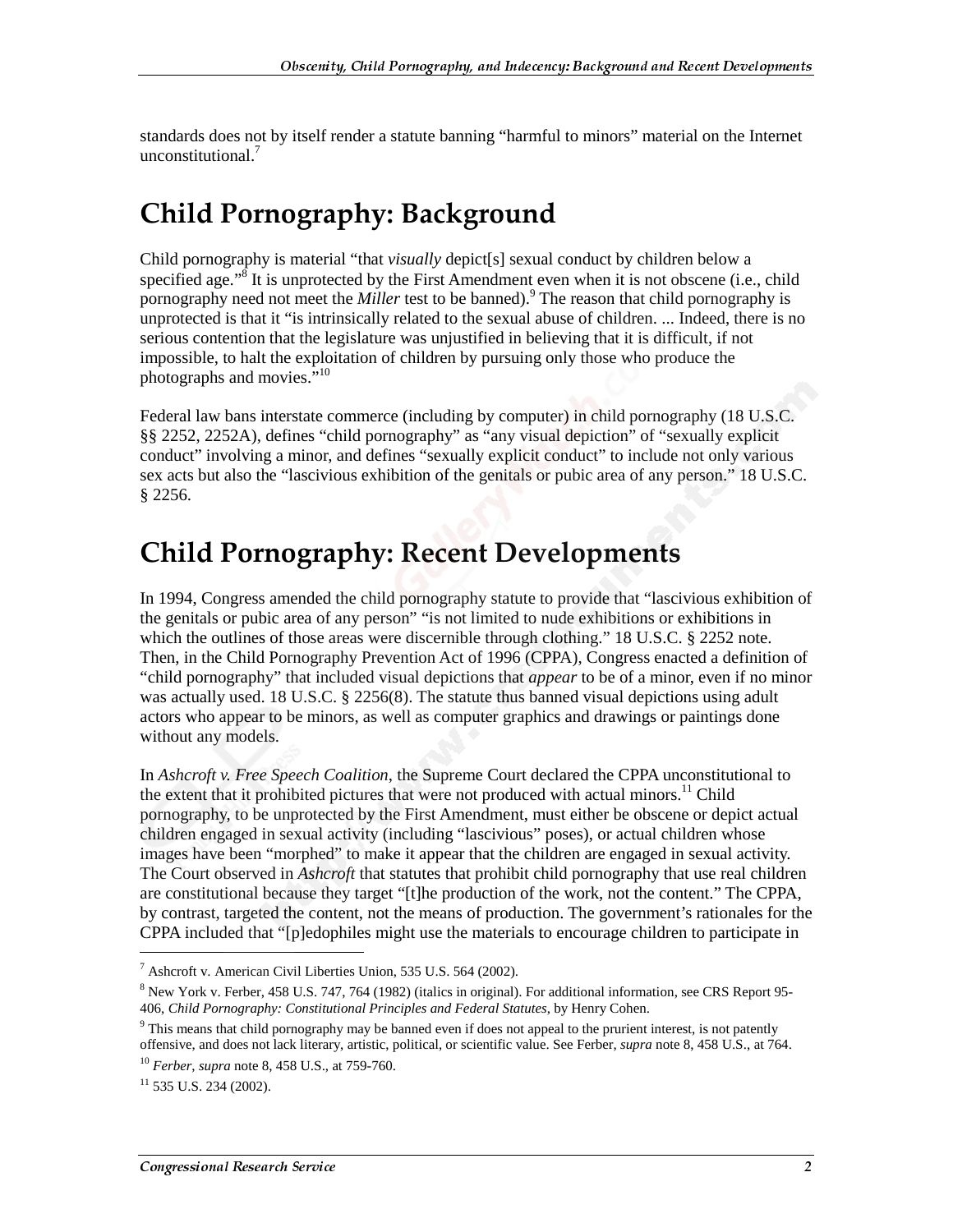standards does not by itself render a statute banning "harmful to minors" material on the Internet unconstitutional.[7]

# Child Pornography: Background

Child pornography is material "that *visually* depict[s] sexual conduct by children below a specified age."[8] It is unprotected by the First Amendment even when it is not obscene (i.e., child pornography need not meet the *Miller* test to be banned).[9] The reason that child pornography is unprotected is that it "is intrinsically related to the sexual abuse of children. ... Indeed, there is no serious contention that the legislature was unjustified in believing that it is difficult, if not impossible, to halt the exploitation of children by pursuing only those who produce the photographs and movies."[10]

Federal law bans interstate commerce (including by computer) in child pornography (18 U.S.C. §§ 2252, 2252A), defines "child pornography" as "any visual depiction" of "sexually explicit conduct" involving a minor, and defines "sexually explicit conduct" to include not only various sex acts but also the "lascivious exhibition of the genitals or pubic area of any person." 18 U.S.C. § 2256.

# Child Pornography: Recent Developments

In 1994, Congress amended the child pornography statute to provide that "lascivious exhibition of the genitals or pubic area of any person" "is not limited to nude exhibitions or exhibitions in which the outlines of those areas were discernible through clothing." 18 U.S.C. § 2252 note. Then, in the Child Pornography Prevention Act of 1996 (CPPA), Congress enacted a definition of "child pornography" that included visual depictions that *appear* to be of a minor, even if no minor was actually used. 18 U.S.C. § 2256(8). The statute thus banned visual depictions using adult actors who appear to be minors, as well as computer graphics and drawings or paintings done without any models.

In *Ashcroft v. Free Speech Coalition*, the Supreme Court declared the CPPA unconstitutional to the extent that it prohibited pictures that were not produced with actual minors.[11] Child pornography, to be unprotected by the First Amendment, must either be obscene or depict actual children engaged in sexual activity (including "lascivious" poses), or actual children whose images have been "morphed" to make it appear that the children are engaged in sexual activity. The Court observed in *Ashcroft* that statutes that prohibit child pornography that use real children are constitutional because they target "[t]he production of the work, not the content." The CPPA, by contrast, targeted the content, not the means of production. The government's rationales for the CPPA included that "[p]edophiles might use the materials to encourage children to participate in

---

[7] Ashcroft v. American Civil Liberties Union, 535 U.S. 564 (2002).

[8] New York v. Ferber, 458 U.S. 747, 764 (1982) (italics in original). For additional information, see CRS Report 95-406, *Child Pornography: Constitutional Principles and Federal Statutes*, by Henry Cohen.

[9] This means that child pornography may be banned even if does not appeal to the prurient interest, is not patently offensive, and does not lack literary, artistic, political, or scientific value. See Ferber, *supra* note 8, 458 U.S., at 764.

[10] *Ferber*, *supra* note 8, 458 U.S., at 759-760.

[11] 535 U.S. 234 (2002).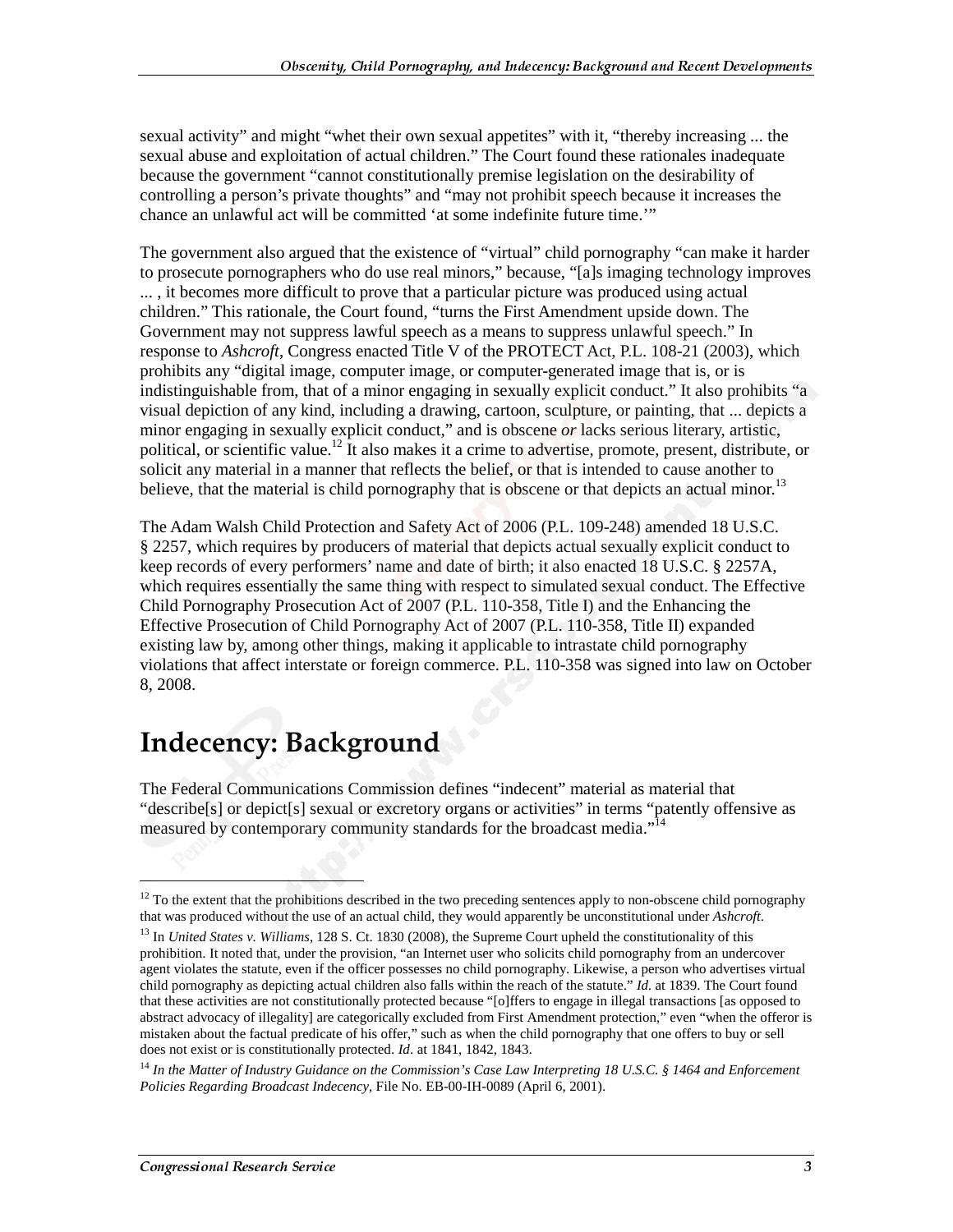sexual activity" and might "whet their own sexual appetites" with it, "thereby increasing ... the sexual abuse and exploitation of actual children." The Court found these rationales inadequate because the government "cannot constitutionally premise legislation on the desirability of controlling a person's private thoughts" and "may not prohibit speech because it increases the chance an unlawful act will be committed 'at some indefinite future time.'"

The government also argued that the existence of "virtual" child pornography "can make it harder to prosecute pornographers who do use real minors," because, "[a]s imaging technology improves ... , it becomes more difficult to prove that a particular picture was produced using actual children." This rationale, the Court found, "turns the First Amendment upside down. The Government may not suppress lawful speech as a means to suppress unlawful speech." In response to *Ashcroft*, Congress enacted Title V of the PROTECT Act, P.L. 108-21 (2003), which prohibits any "digital image, computer image, or computer-generated image that is, or is indistinguishable from, that of a minor engaging in sexually explicit conduct." It also prohibits "a visual depiction of any kind, including a drawing, cartoon, sculpture, or painting, that ... depicts a minor engaging in sexually explicit conduct," and is obscene *or* lacks serious literary, artistic, political, or scientific value.[12] It also makes it a crime to advertise, promote, present, distribute, or solicit any material in a manner that reflects the belief, or that is intended to cause another to believe, that the material is child pornography that is obscene or that depicts an actual minor.[13]

The Adam Walsh Child Protection and Safety Act of 2006 (P.L. 109-248) amended 18 U.S.C. § 2257, which requires by producers of material that depicts actual sexually explicit conduct to keep records of every performers' name and date of birth; it also enacted 18 U.S.C. § 2257A, which requires essentially the same thing with respect to simulated sexual conduct. The Effective Child Pornography Prosecution Act of 2007 (P.L. 110-358, Title I) and the Enhancing the Effective Prosecution of Child Pornography Act of 2007 (P.L. 110-358, Title II) expanded existing law by, among other things, making it applicable to intrastate child pornography violations that affect interstate or foreign commerce. P.L. 110-358 was signed into law on October 8, 2008.

# Indecency: Background

The Federal Communications Commission defines "indecent" material as material that "describe[s] or depict[s] sexual or excretory organs or activities" in terms "patently offensive as measured by contemporary community standards for the broadcast media."[14]

---

[12] To the extent that the prohibitions described in the two preceding sentences apply to non-obscene child pornography that was produced without the use of an actual child, they would apparently be unconstitutional under *Ashcroft*.

[13] In *United States v. Williams*, 128 S. Ct. 1830 (2008), the Supreme Court upheld the constitutionality of this prohibition. It noted that, under the provision, "an Internet user who solicits child pornography from an undercover agent violates the statute, even if the officer possesses no child pornography. Likewise, a person who advertises virtual child pornography as depicting actual children also falls within the reach of the statute." *Id*. at 1839. The Court found that these activities are not constitutionally protected because "[o]ffers to engage in illegal transactions [as opposed to abstract advocacy of illegality] are categorically excluded from First Amendment protection," even "when the offeror is mistaken about the factual predicate of his offer," such as when the child pornography that one offers to buy or sell does not exist or is constitutionally protected. *Id*. at 1841, 1842, 1843.

[14] *In the Matter of Industry Guidance on the Commission's Case Law Interpreting 18 U.S.C. § 1464 and Enforcement Policies Regarding Broadcast Indecency*, File No. EB-00-IH-0089 (April 6, 2001).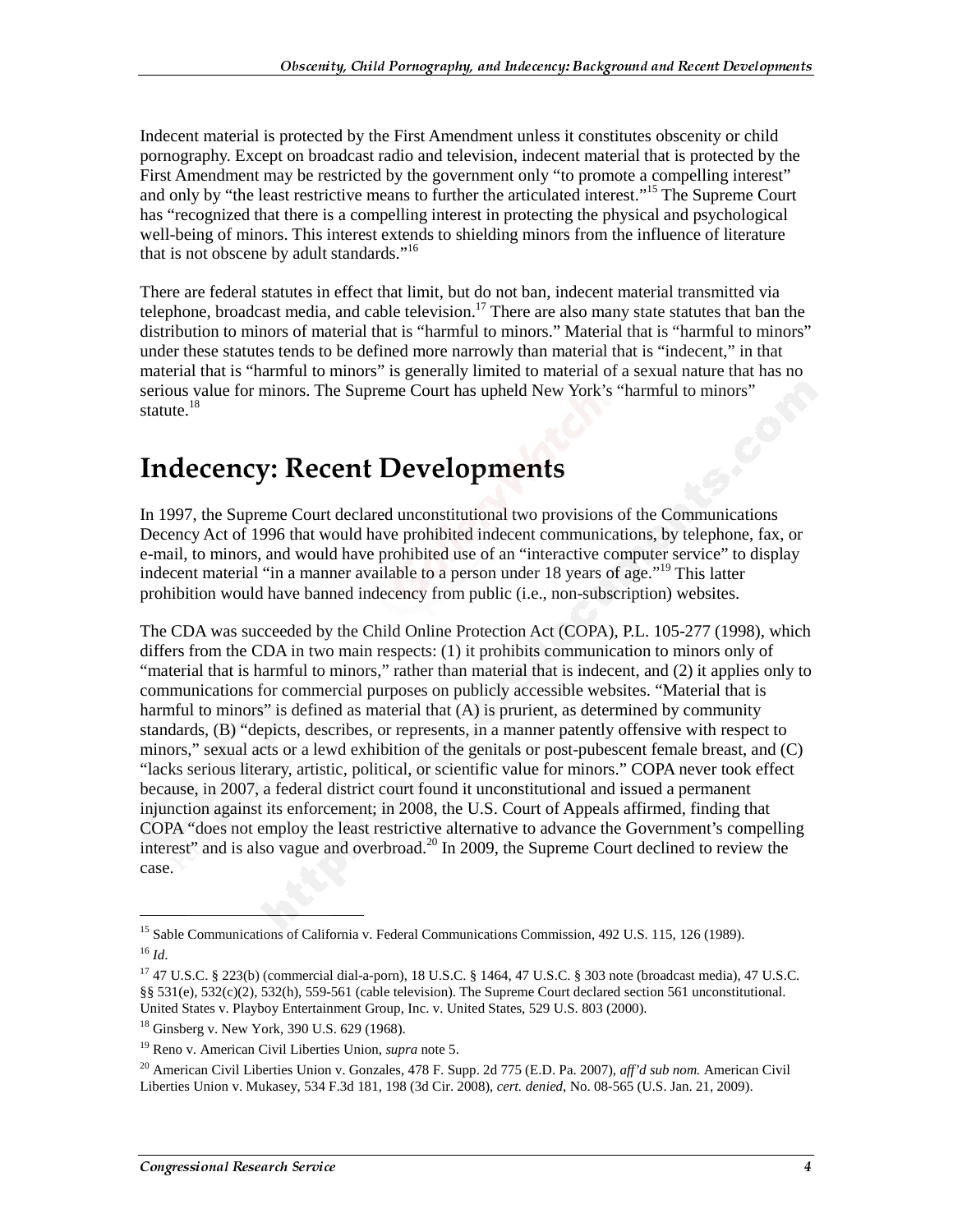Indecent material is protected by the First Amendment unless it constitutes obscenity or child pornography. Except on broadcast radio and television, indecent material that is protected by the First Amendment may be restricted by the government only "to promote a compelling interest" and only by "the least restrictive means to further the articulated interest."[15] The Supreme Court has "recognized that there is a compelling interest in protecting the physical and psychological well-being of minors. This interest extends to shielding minors from the influence of literature that is not obscene by adult standards."[16]

There are federal statutes in effect that limit, but do not ban, indecent material transmitted via telephone, broadcast media, and cable television.[17] There are also many state statutes that ban the distribution to minors of material that is "harmful to minors." Material that is "harmful to minors" under these statutes tends to be defined more narrowly than material that is "indecent," in that material that is "harmful to minors" is generally limited to material of a sexual nature that has no serious value for minors. The Supreme Court has upheld New York's "harmful to minors" statute.[18]

# Indecency: Recent Developments

In 1997, the Supreme Court declared unconstitutional two provisions of the Communications Decency Act of 1996 that would have prohibited indecent communications, by telephone, fax, or e-mail, to minors, and would have prohibited use of an "interactive computer service" to display indecent material "in a manner available to a person under 18 years of age."[19] This latter prohibition would have banned indecency from public (i.e., non-subscription) websites.

The CDA was succeeded by the Child Online Protection Act (COPA), P.L. 105-277 (1998), which differs from the CDA in two main respects: (1) it prohibits communication to minors only of "material that is harmful to minors," rather than material that is indecent, and (2) it applies only to communications for commercial purposes on publicly accessible websites. "Material that is harmful to minors" is defined as material that (A) is prurient, as determined by community standards, (B) "depicts, describes, or represents, in a manner patently offensive with respect to minors," sexual acts or a lewd exhibition of the genitals or post-pubescent female breast, and (C) "lacks serious literary, artistic, political, or scientific value for minors." COPA never took effect because, in 2007, a federal district court found it unconstitutional and issued a permanent injunction against its enforcement; in 2008, the U.S. Court of Appeals affirmed, finding that COPA "does not employ the least restrictive alternative to advance the Government's compelling interest" and is also vague and overbroad.[20] In 2009, the Supreme Court declined to review the case.

---

[15] Sable Communications of California v. Federal Communications Commission, 492 U.S. 115, 126 (1989).

[16] *Id.*

[17] 47 U.S.C. § 223(b) (commercial dial-a-porn), 18 U.S.C. § 1464, 47 U.S.C. § 303 note (broadcast media), 47 U.S.C. §§ 531(e), 532(c)(2), 532(h), 559-561 (cable television). The Supreme Court declared section 561 unconstitutional. United States v. Playboy Entertainment Group, Inc. v. United States, 529 U.S. 803 (2000).

[18] Ginsberg v. New York, 390 U.S. 629 (1968).

[19] Reno v. American Civil Liberties Union, *supra* note 5.

[20] American Civil Liberties Union v. Gonzales, 478 F. Supp. 2d 775 (E.D. Pa. 2007), *aff'd sub nom.* American Civil Liberties Union v. Mukasey, 534 F.3d 181, 198 (3d Cir. 2008), *cert. denied*, No. 08-565 (U.S. Jan. 21, 2009).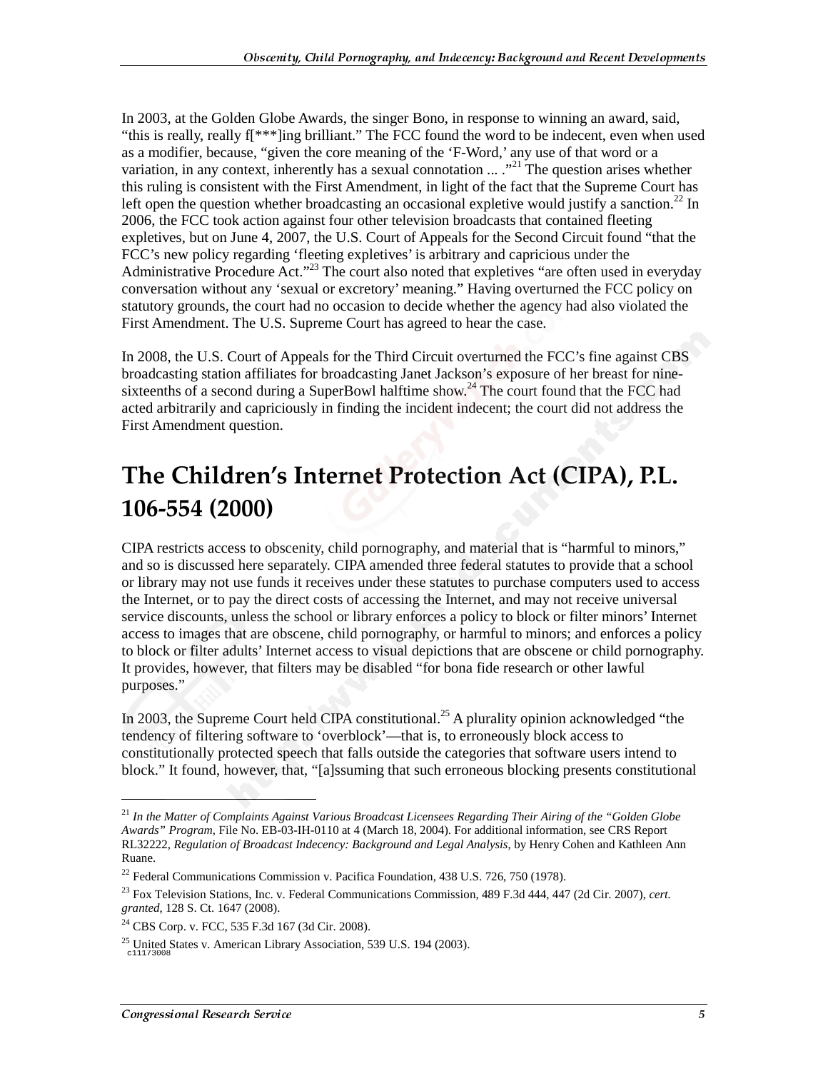In 2003, at the Golden Globe Awards, the singer Bono, in response to winning an award, said, "this is really, really f[***]ing brilliant." The FCC found the word to be indecent, even when used as a modifier, because, "given the core meaning of the 'F-Word,' any use of that word or a variation, in any context, inherently has a sexual connotation ... ."[21] The question arises whether this ruling is consistent with the First Amendment, in light of the fact that the Supreme Court has left open the question whether broadcasting an occasional expletive would justify a sanction.[22] In 2006, the FCC took action against four other television broadcasts that contained fleeting expletives, but on June 4, 2007, the U.S. Court of Appeals for the Second Circuit found "that the FCC's new policy regarding 'fleeting expletives' is arbitrary and capricious under the Administrative Procedure Act."[23] The court also noted that expletives "are often used in everyday conversation without any 'sexual or excretory' meaning." Having overturned the FCC policy on statutory grounds, the court had no occasion to decide whether the agency had also violated the First Amendment. The U.S. Supreme Court has agreed to hear the case.

In 2008, the U.S. Court of Appeals for the Third Circuit overturned the FCC's fine against CBS broadcasting station affiliates for broadcasting Janet Jackson's exposure of her breast for nine-sixteenths of a second during a SuperBowl halftime show.[24] The court found that the FCC had acted arbitrarily and capriciously in finding the incident indecent; the court did not address the First Amendment question.

# The Children's Internet Protection Act (CIPA), P.L. 106-554 (2000)

CIPA restricts access to obscenity, child pornography, and material that is "harmful to minors," and so is discussed here separately. CIPA amended three federal statutes to provide that a school or library may not use funds it receives under these statutes to purchase computers used to access the Internet, or to pay the direct costs of accessing the Internet, and may not receive universal service discounts, unless the school or library enforces a policy to block or filter minors' Internet access to images that are obscene, child pornography, or harmful to minors; and enforces a policy to block or filter adults' Internet access to visual depictions that are obscene or child pornography. It provides, however, that filters may be disabled "for bona fide research or other lawful purposes."

In 2003, the Supreme Court held CIPA constitutional.[25] A plurality opinion acknowledged "the tendency of filtering software to 'overblock'—that is, to erroneously block access to constitutionally protected speech that falls outside the categories that software users intend to block." It found, however, that, "[a]ssuming that such erroneous blocking presents constitutional

---

[21] *In the Matter of Complaints Against Various Broadcast Licensees Regarding Their Airing of the "Golden Globe Awards" Program*, File No. EB-03-IH-0110 at 4 (March 18, 2004). For additional information, see CRS Report RL32222, *Regulation of Broadcast Indecency: Background and Legal Analysis*, by Henry Cohen and Kathleen Ann Ruane.

[22] Federal Communications Commission v. Pacifica Foundation, 438 U.S. 726, 750 (1978).

[23] Fox Television Stations, Inc. v. Federal Communications Commission, 489 F.3d 444, 447 (2d Cir. 2007), *cert. granted*, 128 S. Ct. 1647 (2008).

[24] CBS Corp. v. FCC, 535 F.3d 167 (3d Cir. 2008).

[25] United States v. American Library Association, 539 U.S. 194 (2003).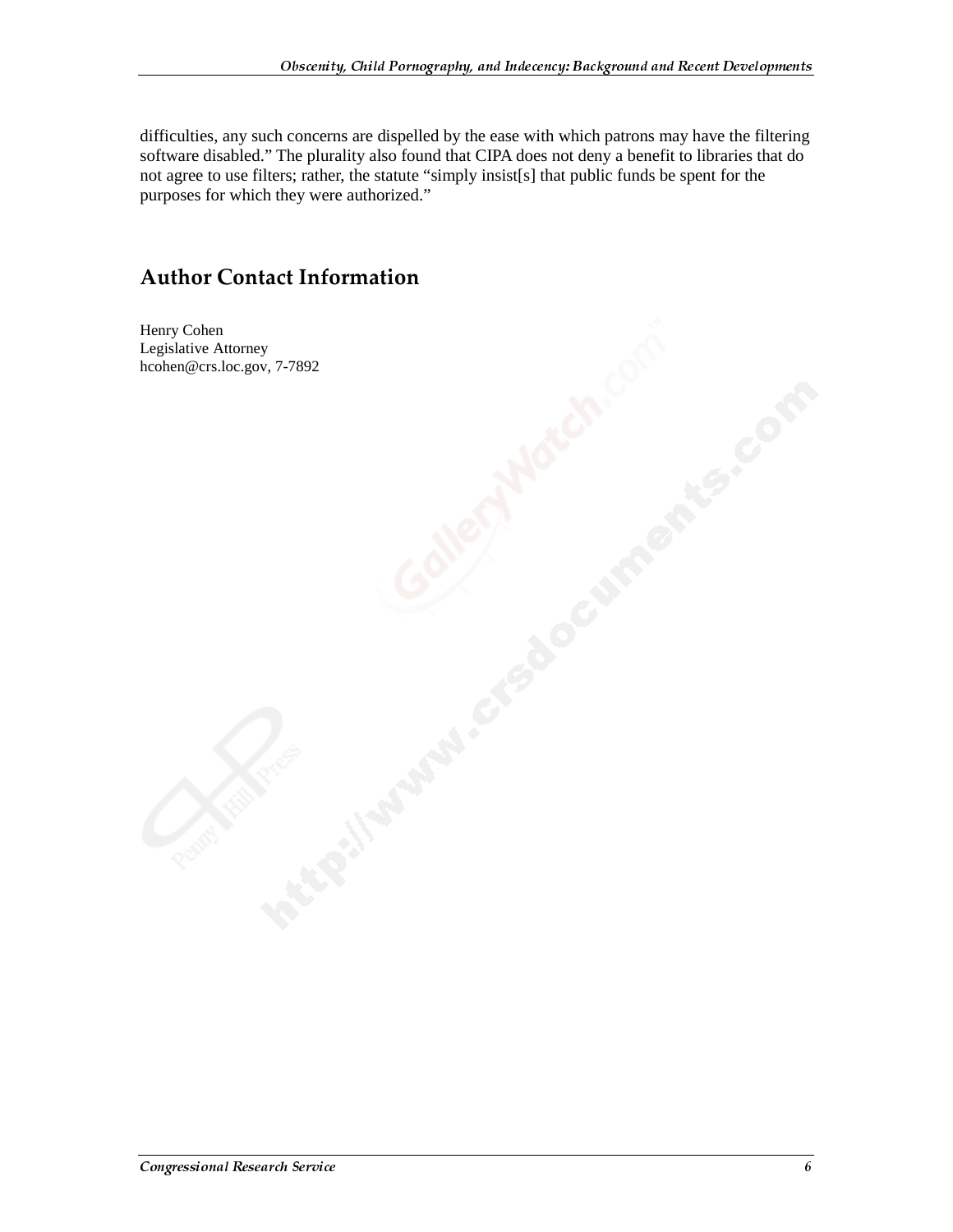difficulties, any such concerns are dispelled by the ease with which patrons may have the filtering software disabled.” The plurality also found that CIPA does not deny a benefit to libraries that do not agree to use filters; rather, the statute “simply insist[s] that public funds be spent for the purposes for which they were authorized.”

## Author Contact Information

Henry Cohen
Legislative Attorney
hcohen@crs.loc.gov, 7-7892